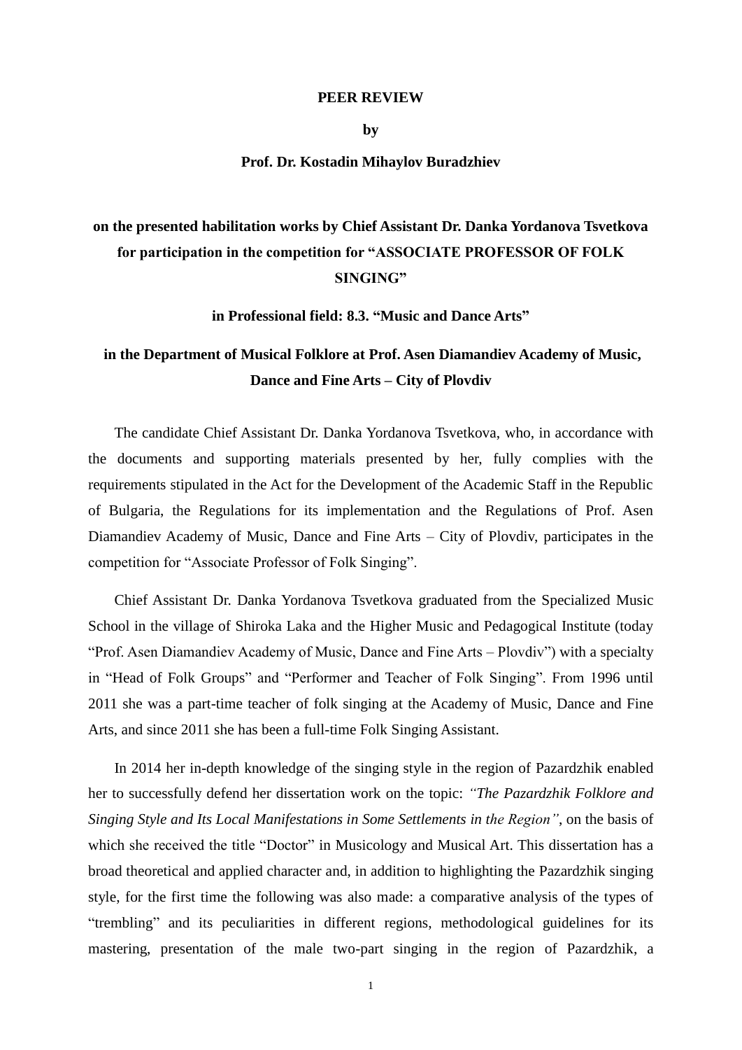**PEER REVIEW**

**by**

**Prof. Dr. Kostadin Mihaylov Buradzhiev**

**on the presented habilitation works by Chief Assistant Dr. Danka Yordanova Tsvetkova for participation in the competition for "ASSOCIATE PROFESSOR OF FOLK SINGING"**

**in Professional field: 8.3. "Music and Dance Arts"**

**in the Department of Musical Folklore at Prof. Asen Diamandiev Academy of Music, Dance and Fine Arts – City of Plovdiv**

The candidate Chief Assistant Dr. Danka Yordanova Tsvetkova, who, in accordance with the documents and supporting materials presented by her, fully complies with the requirements stipulated in the Act for the Development of the Academic Staff in the Republic of Bulgaria, the Regulations for its implementation and the Regulations of Prof. Asen Diamandiev Academy of Music, Dance and Fine Arts – City of Plovdiv, participates in the competition for "Associate Professor of Folk Singing".

Chief Assistant Dr. Danka Yordanova Tsvetkova graduated from the Specialized Music School in the village of Shiroka Laka and the Higher Music and Pedagogical Institute (today "Prof. Asen Diamandiev Academy of Music, Dance and Fine Arts – Plovdiv") with a specialty in "Head of Folk Groups" and "Performer and Teacher of Folk Singing". From 1996 until 2011 she was a part-time teacher of folk singing at the Academy of Music, Dance and Fine Arts, and since 2011 she has been a full-time Folk Singing Assistant.

In 2014 her in-depth knowledge of the singing style in the region of Pazardzhik enabled her to successfully defend her dissertation work on the topic: *"The Pazardzhik Folklore and Singing Style and Its Local Manifestations in Some Settlements in the Region"*, on the basis of which she received the title "Doctor" in Musicology and Musical Art. This dissertation has a broad theoretical and applied character and, in addition to highlighting the Pazardzhik singing style, for the first time the following was also made: a comparative analysis of the types of "trembling" and its peculiarities in different regions, methodological guidelines for its mastering, presentation of the male two-part singing in the region of Pazardzhik, a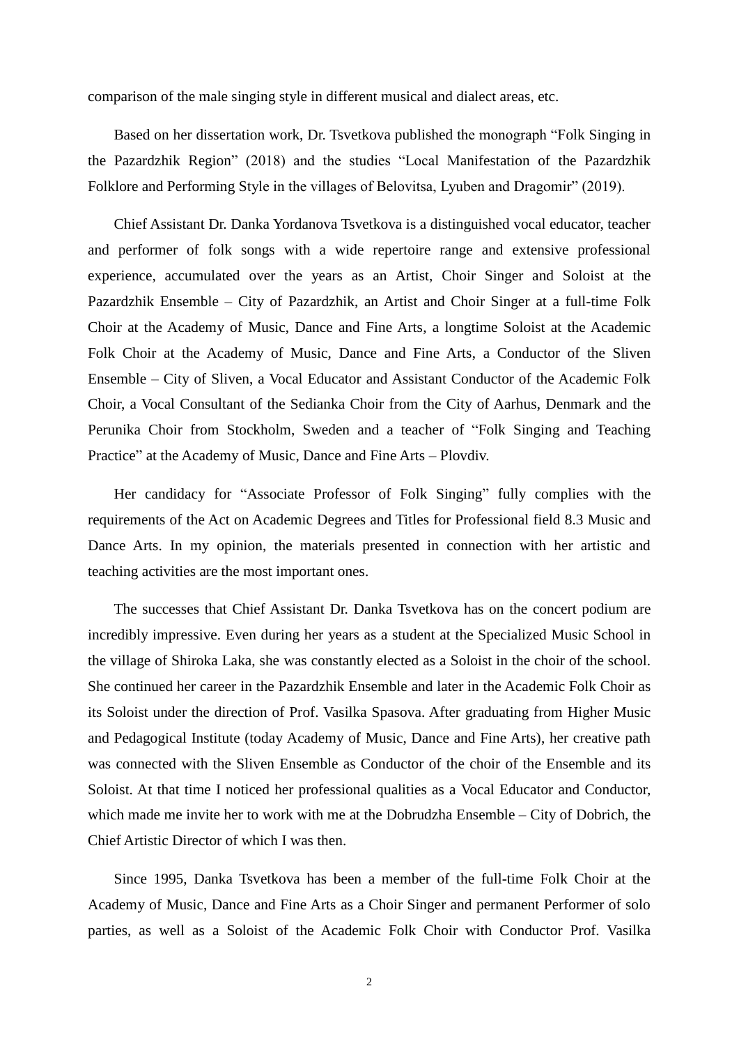comparison of the male singing style in different musical and dialect areas, etc.

Based on her dissertation work, Dr. Tsvetkova published the monograph “Folk Singing in the Pazardzhik Region” (2018) and the studies “Local Manifestation of the Pazardzhik Folklore and Performing Style in the villages of Belovitsa, Lyuben and Dragomir” (2019).

Chief Assistant Dr. Danka Yordanova Tsvetkova is a distinguished vocal educator, teacher and performer of folk songs with a wide repertoire range and extensive professional experience, accumulated over the years as an Artist, Choir Singer and Soloist at the Pazardzhik Ensemble – City of Pazardzhik, an Artist and Choir Singer at a full-time Folk Choir at the Academy of Music, Dance and Fine Arts, a longtime Soloist at the Academic Folk Choir at the Academy of Music, Dance and Fine Arts, a Conductor of the Sliven Ensemble – City of Sliven, a Vocal Educator and Assistant Conductor of the Academic Folk Choir, a Vocal Consultant of the Sedianka Choir from the City of Aarhus, Denmark and the Perunika Choir from Stockholm, Sweden and a teacher of “Folk Singing and Teaching Practice” at the Academy of Music, Dance and Fine Arts – Plovdiv.

Her candidacy for “Associate Professor of Folk Singing” fully complies with the requirements of the Act on Academic Degrees and Titles for Professional field 8.3 Music and Dance Arts. In my opinion, the materials presented in connection with her artistic and teaching activities are the most important ones.

The successes that Chief Assistant Dr. Danka Tsvetkova has on the concert podium are incredibly impressive. Even during her years as a student at the Specialized Music School in the village of Shiroka Laka, she was constantly elected as a Soloist in the choir of the school. She continued her career in the Pazardzhik Ensemble and later in the Academic Folk Choir as its Soloist under the direction of Prof. Vasilka Spasova. After graduating from Higher Music and Pedagogical Institute (today Academy of Music, Dance and Fine Arts), her creative path was connected with the Sliven Ensemble as Conductor of the choir of the Ensemble and its Soloist. At that time I noticed her professional qualities as a Vocal Educator and Conductor, which made me invite her to work with me at the Dobrudzha Ensemble – City of Dobrich, the Chief Artistic Director of which I was then.

Since 1995, Danka Tsvetkova has been a member of the full-time Folk Choir at the Academy of Music, Dance and Fine Arts as a Choir Singer and permanent Performer of solo parties, as well as a Soloist of the Academic Folk Choir with Conductor Prof. Vasilka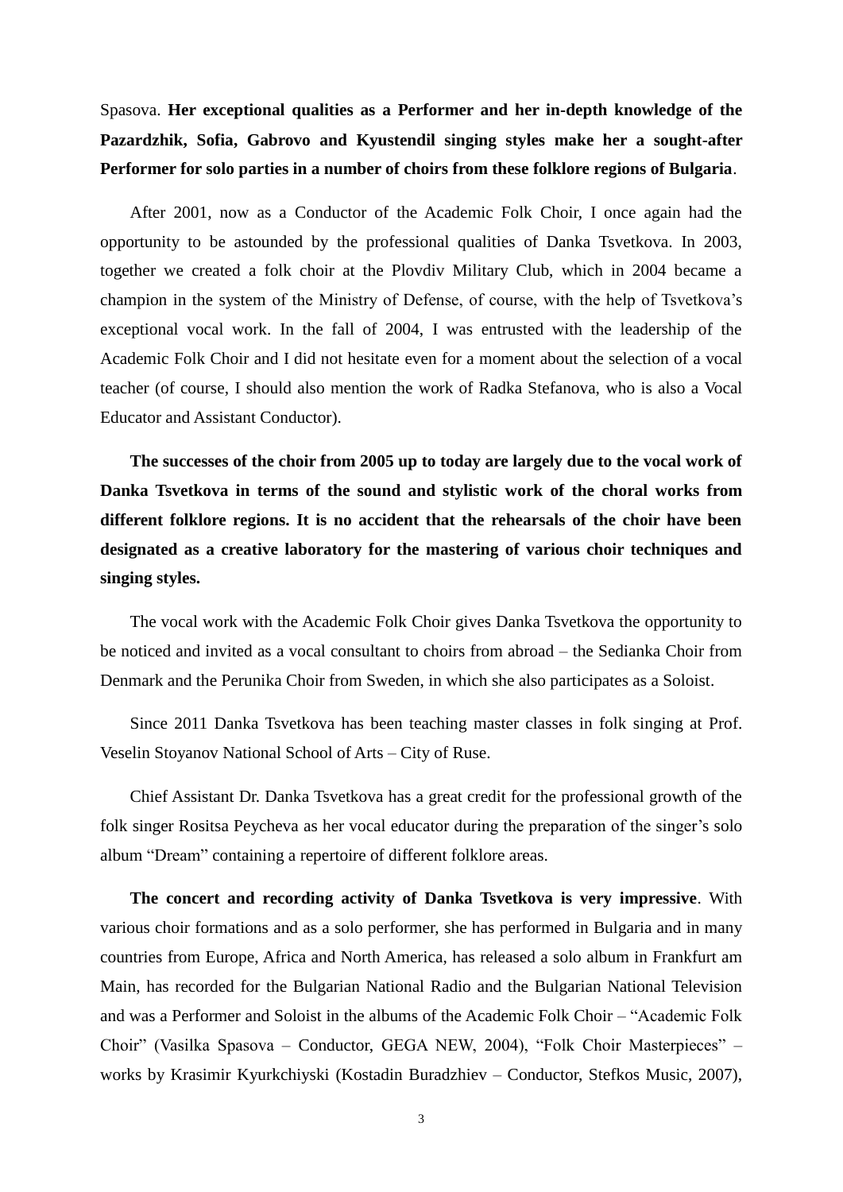Spasova. **Her exceptional qualities as a Performer and her in-depth knowledge of the Pazardzhik, Sofia, Gabrovo and Kyustendil singing styles make her a sought-after Performer for solo parties in a number of choirs from these folklore regions of Bulgaria**.

After 2001, now as a Conductor of the Academic Folk Choir, I once again had the opportunity to be astounded by the professional qualities of Danka Tsvetkova. In 2003, together we created a folk choir at the Plovdiv Military Club, which in 2004 became a champion in the system of the Ministry of Defense, of course, with the help of Tsvetkova's exceptional vocal work. In the fall of 2004, I was entrusted with the leadership of the Academic Folk Choir and I did not hesitate even for a moment about the selection of a vocal teacher (of course, I should also mention the work of Radka Stefanova, who is also a Vocal Educator and Assistant Conductor).

**The successes of the choir from 2005 up to today are largely due to the vocal work of Danka Tsvetkova in terms of the sound and stylistic work of the choral works from different folklore regions. It is no accident that the rehearsals of the choir have been designated as a creative laboratory for the mastering of various choir techniques and singing styles.**

The vocal work with the Academic Folk Choir gives Danka Tsvetkova the opportunity to be noticed and invited as a vocal consultant to choirs from abroad – the Sedianka Choir from Denmark and the Perunika Choir from Sweden, in which she also participates as a Soloist.

Since 2011 Danka Tsvetkova has been teaching master classes in folk singing at Prof. Veselin Stoyanov National School of Arts – City of Ruse.

Chief Assistant Dr. Danka Tsvetkova has a great credit for the professional growth of the folk singer Rositsa Peycheva as her vocal educator during the preparation of the singer's solo album "Dream" containing a repertoire of different folklore areas.

**The concert and recording activity of Danka Tsvetkova is very impressive**. With various choir formations and as a solo performer, she has performed in Bulgaria and in many countries from Europe, Africa and North America, has released a solo album in Frankfurt am Main, has recorded for the Bulgarian National Radio and the Bulgarian National Television and was a Performer and Soloist in the albums of the Academic Folk Choir – "Academic Folk Choir" (Vasilka Spasova – Conductor, GEGA NEW, 2004), "Folk Choir Masterpieces" – works by Krasimir Kyurkchiyski (Kostadin Buradzhiev – Conductor, Stefkos Music, 2007),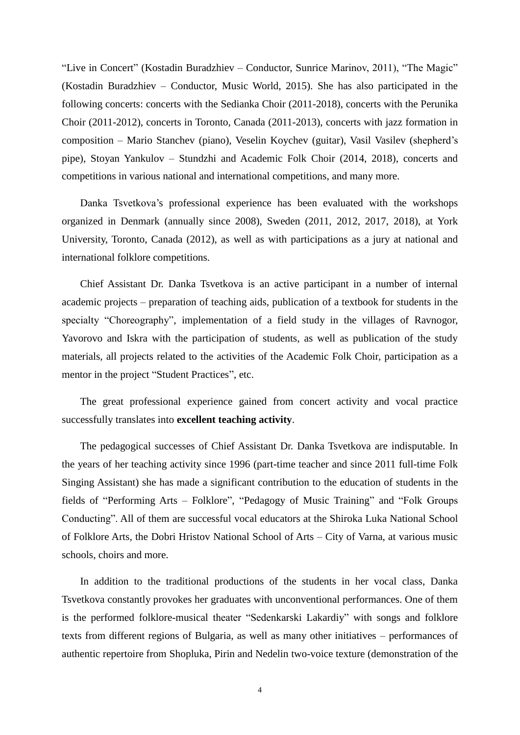“Live in Concert” (Kostadin Buradzhiev – Conductor, Sunrice Marinov, 2011), “The Magic” (Kostadin Buradzhiev – Conductor, Music World, 2015). She has also participated in the following concerts: concerts with the Sedianka Choir (2011-2018), concerts with the Perunika Choir (2011-2012), concerts in Toronto, Canada (2011-2013), concerts with jazz formation in composition – Mario Stanchev (piano), Veselin Koychev (guitar), Vasil Vasilev (shepherd’s pipe), Stoyan Yankulov – Stundzhi and Academic Folk Choir (2014, 2018), concerts and competitions in various national and international competitions, and many more.

Danka Tsvetkova’s professional experience has been evaluated with the workshops organized in Denmark (annually since 2008), Sweden (2011, 2012, 2017, 2018), at York University, Toronto, Canada (2012), as well as with participations as a jury at national and international folklore competitions.

Chief Assistant Dr. Danka Tsvetkova is an active participant in a number of internal academic projects – preparation of teaching aids, publication of a textbook for students in the specialty “Choreography”, implementation of a field study in the villages of Ravnogor, Yavorovo and Iskra with the participation of students, as well as publication of the study materials, all projects related to the activities of the Academic Folk Choir, participation as a mentor in the project “Student Practices”, etc.

The great professional experience gained from concert activity and vocal practice successfully translates into **excellent teaching activity**.

The pedagogical successes of Chief Assistant Dr. Danka Tsvetkova are indisputable. In the years of her teaching activity since 1996 (part-time teacher and since 2011 full-time Folk Singing Assistant) she has made a significant contribution to the education of students in the fields of “Performing Arts – Folklore”, “Pedagogy of Music Training” and “Folk Groups Conducting”. All of them are successful vocal educators at the Shiroka Luka National School of Folklore Arts, the Dobri Hristov National School of Arts – City of Varna, at various music schools, choirs and more.

In addition to the traditional productions of the students in her vocal class, Danka Tsvetkova constantly provokes her graduates with unconventional performances. One of them is the performed folklore-musical theater “Sedenkarski Lakardiy” with songs and folklore texts from different regions of Bulgaria, as well as many other initiatives – performances of authentic repertoire from Shopluka, Pirin and Nedelin two-voice texture (demonstration of the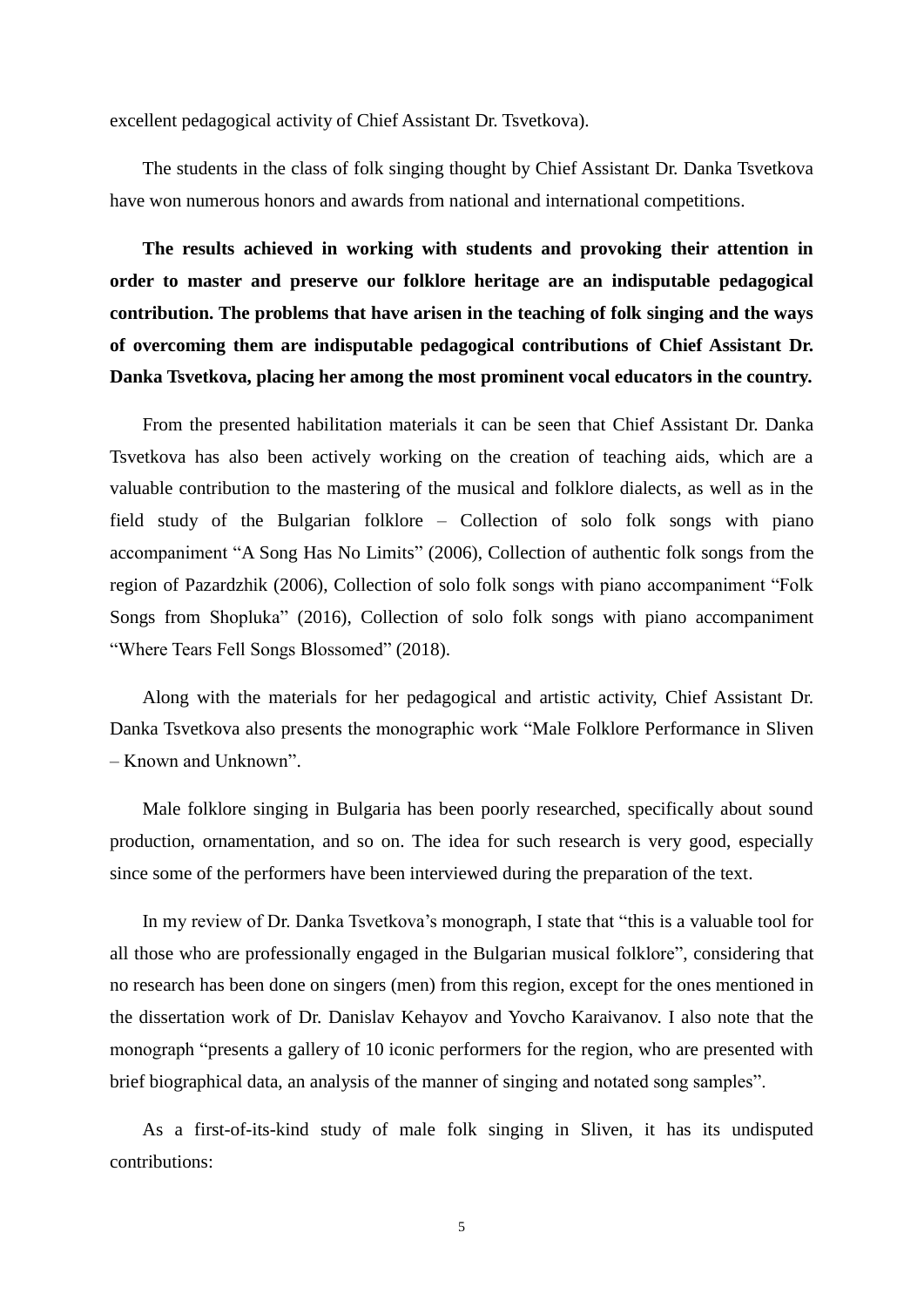excellent pedagogical activity of Chief Assistant Dr. Tsvetkova).

The students in the class of folk singing thought by Chief Assistant Dr. Danka Tsvetkova have won numerous honors and awards from national and international competitions.

**The results achieved in working with students and provoking their attention in order to master and preserve our folklore heritage are an indisputable pedagogical contribution. The problems that have arisen in the teaching of folk singing and the ways of overcoming them are indisputable pedagogical contributions of Chief Assistant Dr. Danka Tsvetkova, placing her among the most prominent vocal educators in the country.**

From the presented habilitation materials it can be seen that Chief Assistant Dr. Danka Tsvetkova has also been actively working on the creation of teaching aids, which are a valuable contribution to the mastering of the musical and folklore dialects, as well as in the field study of the Bulgarian folklore – Collection of solo folk songs with piano accompaniment "A Song Has No Limits" (2006), Collection of authentic folk songs from the region of Pazardzhik (2006), Collection of solo folk songs with piano accompaniment "Folk Songs from Shopluka" (2016), Collection of solo folk songs with piano accompaniment "Where Tears Fell Songs Blossomed" (2018).

Along with the materials for her pedagogical and artistic activity, Chief Assistant Dr. Danka Tsvetkova also presents the monographic work "Male Folklore Performance in Sliven – Known and Unknown".

Male folklore singing in Bulgaria has been poorly researched, specifically about sound production, ornamentation, and so on. The idea for such research is very good, especially since some of the performers have been interviewed during the preparation of the text.

In my review of Dr. Danka Tsvetkova's monograph, I state that "this is a valuable tool for all those who are professionally engaged in the Bulgarian musical folklore", considering that no research has been done on singers (men) from this region, except for the ones mentioned in the dissertation work of Dr. Danislav Kehayov and Yovcho Karaivanov. I also note that the monograph "presents a gallery of 10 iconic performers for the region, who are presented with brief biographical data, an analysis of the manner of singing and notated song samples".

As a first-of-its-kind study of male folk singing in Sliven, it has its undisputed contributions: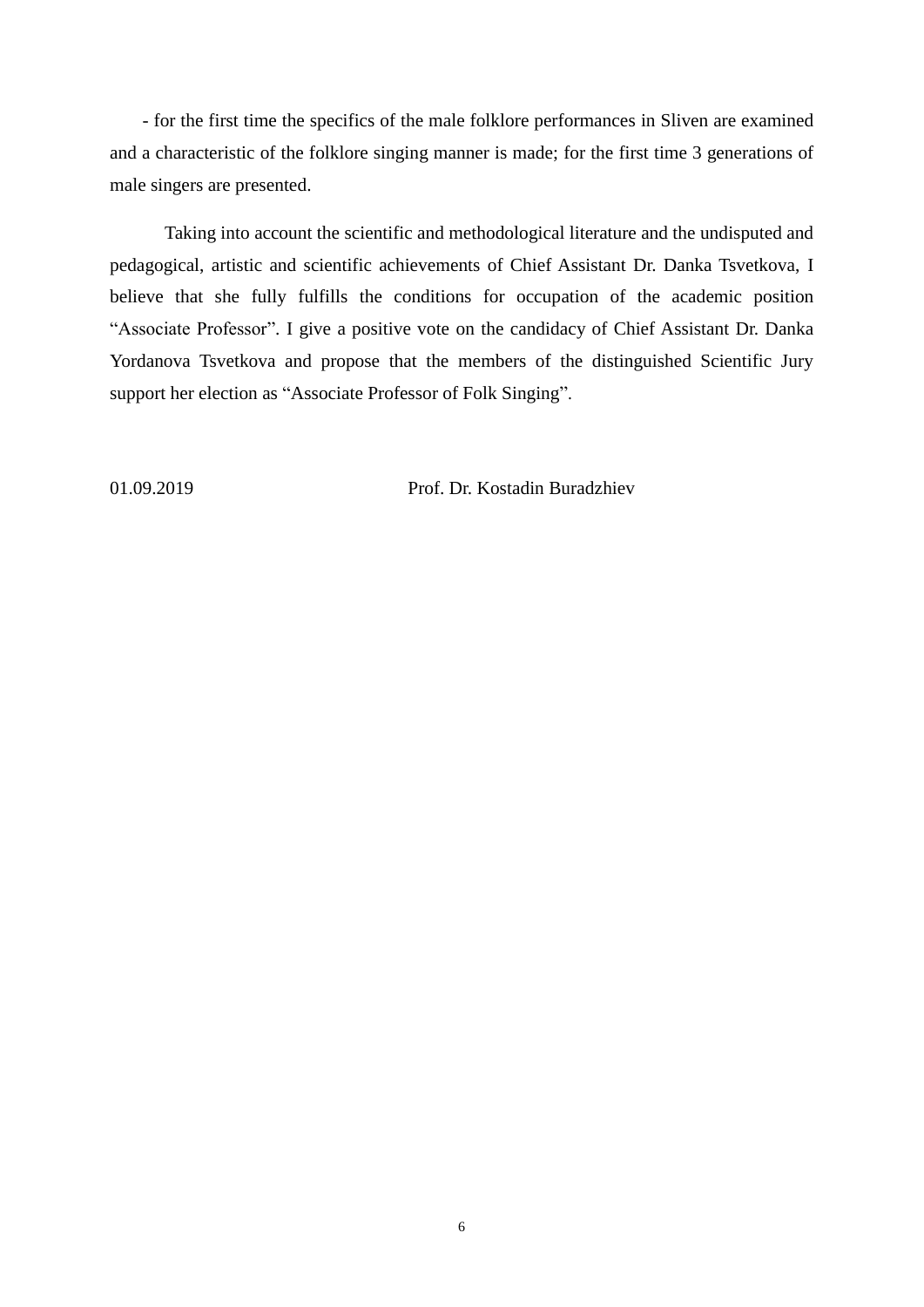- for the first time the specifics of the male folklore performances in Sliven are examined and a characteristic of the folklore singing manner is made; for the first time 3 generations of male singers are presented.

Taking into account the scientific and methodological literature and the undisputed and pedagogical, artistic and scientific achievements of Chief Assistant Dr. Danka Tsvetkova, I believe that she fully fulfills the conditions for occupation of the academic position "Associate Professor". I give a positive vote on the candidacy of Chief Assistant Dr. Danka Yordanova Tsvetkova and propose that the members of the distinguished Scientific Jury support her election as "Associate Professor of Folk Singing".

01.09.2019 Prof. Dr. Kostadin Buradzhiev